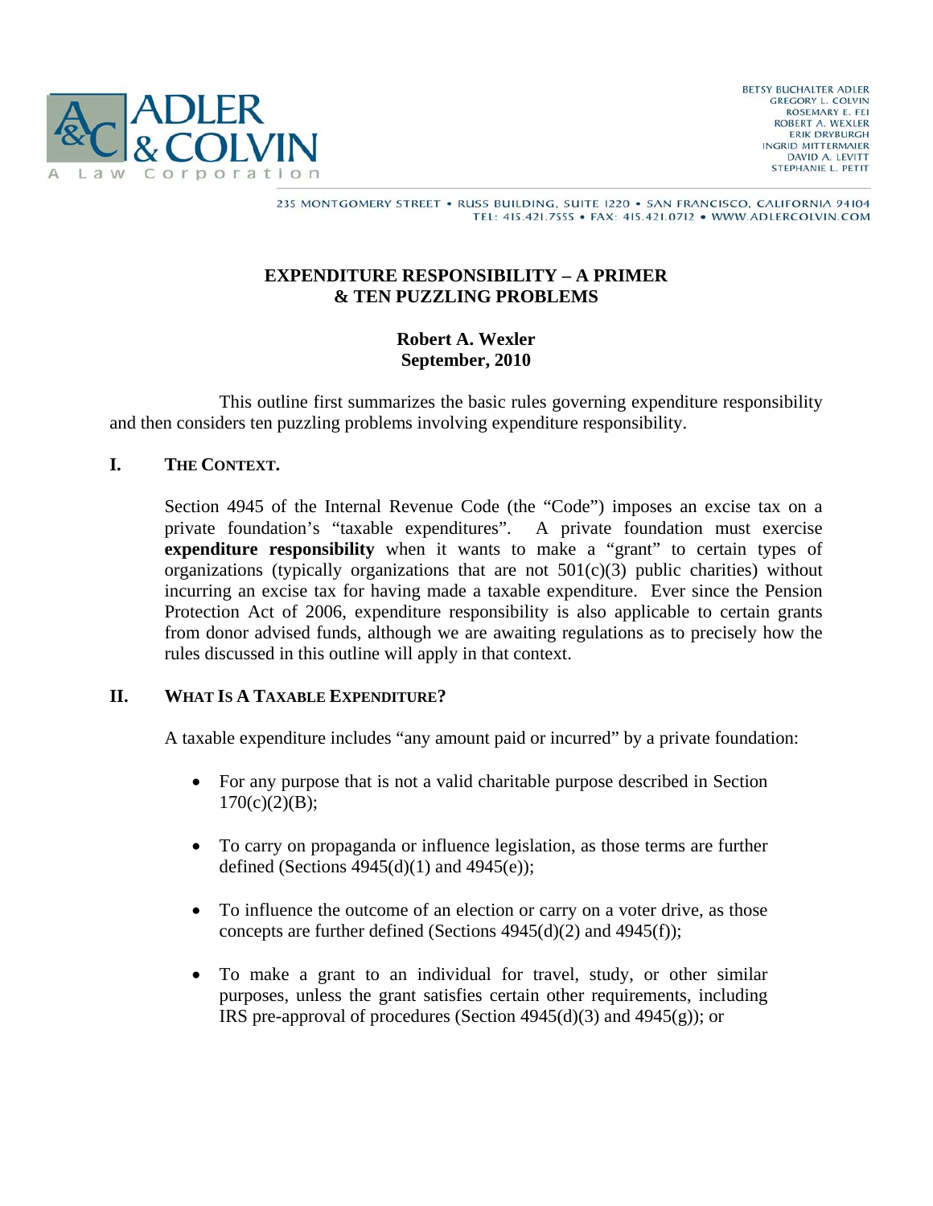ADLER & COLVIN
A Law Corporation

BETSY BUCHALTER ADLER
GREGORY L. COLVIN
ROSEMARY E. FEI
ROBERT A. WEXLER
ERIK DRYBURGH
INGRID MITTERMAIER
DAVID A. LEVITT
STEPHANIE L. PETIT

235 MONTGOMERY STREET • RUSS BUILDING, SUITE 1220 • SAN FRANCISCO, CALIFORNIA 94104
TEL: 415.421.7555 • FAX: 415.421.0712 • WWW.ADLERCOLVIN.COM

# EXPENDITURE RESPONSIBILITY – A PRIMER & TEN PUZZLING PROBLEMS

**Robert A. Wexler**
**September, 2010**

This outline first summarizes the basic rules governing expenditure responsibility and then considers ten puzzling problems involving expenditure responsibility.

## I. THE CONTEXT.

Section 4945 of the Internal Revenue Code (the "Code") imposes an excise tax on a private foundation's "taxable expenditures". A private foundation must exercise **expenditure responsibility** when it wants to make a "grant" to certain types of organizations (typically organizations that are not 501(c)(3) public charities) without incurring an excise tax for having made a taxable expenditure. Ever since the Pension Protection Act of 2006, expenditure responsibility is also applicable to certain grants from donor advised funds, although we are awaiting regulations as to precisely how the rules discussed in this outline will apply in that context.

## II. WHAT IS A TAXABLE EXPENDITURE?

A taxable expenditure includes "any amount paid or incurred" by a private foundation:

- For any purpose that is not a valid charitable purpose described in Section 170(c)(2)(B);
- To carry on propaganda or influence legislation, as those terms are further defined (Sections 4945(d)(1) and 4945(e));
- To influence the outcome of an election or carry on a voter drive, as those concepts are further defined (Sections 4945(d)(2) and 4945(f));
- To make a grant to an individual for travel, study, or other similar purposes, unless the grant satisfies certain other requirements, including IRS pre-approval of procedures (Section 4945(d)(3) and 4945(g)); or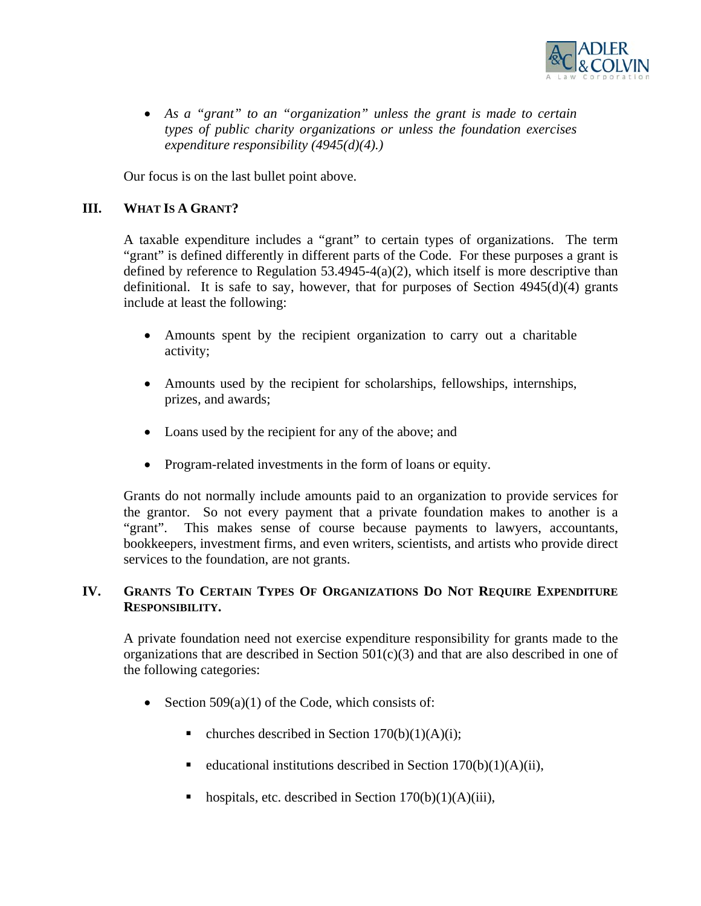- *As a "grant" to an "organization" unless the grant is made to certain types of public charity organizations or unless the foundation exercises expenditure responsibility (4945(d)(4).)*

Our focus is on the last bullet point above.

## III. WHAT IS A GRANT?

A taxable expenditure includes a "grant" to certain types of organizations. The term "grant" is defined differently in different parts of the Code. For these purposes a grant is defined by reference to Regulation 53.4945-4(a)(2), which itself is more descriptive than definitional. It is safe to say, however, that for purposes of Section 4945(d)(4) grants include at least the following:

- Amounts spent by the recipient organization to carry out a charitable activity;
- Amounts used by the recipient for scholarships, fellowships, internships, prizes, and awards;
- Loans used by the recipient for any of the above; and
- Program-related investments in the form of loans or equity.

Grants do not normally include amounts paid to an organization to provide services for the grantor. So not every payment that a private foundation makes to another is a "grant". This makes sense of course because payments to lawyers, accountants, bookkeepers, investment firms, and even writers, scientists, and artists who provide direct services to the foundation, are not grants.

## IV. GRANTS TO CERTAIN TYPES OF ORGANIZATIONS DO NOT REQUIRE EXPENDITURE RESPONSIBILITY.

A private foundation need not exercise expenditure responsibility for grants made to the organizations that are described in Section 501(c)(3) and that are also described in one of the following categories:

- Section 509(a)(1) of the Code, which consists of:
  - churches described in Section 170(b)(1)(A)(i);
  - educational institutions described in Section 170(b)(1)(A)(ii),
  - hospitals, etc. described in Section 170(b)(1)(A)(iii),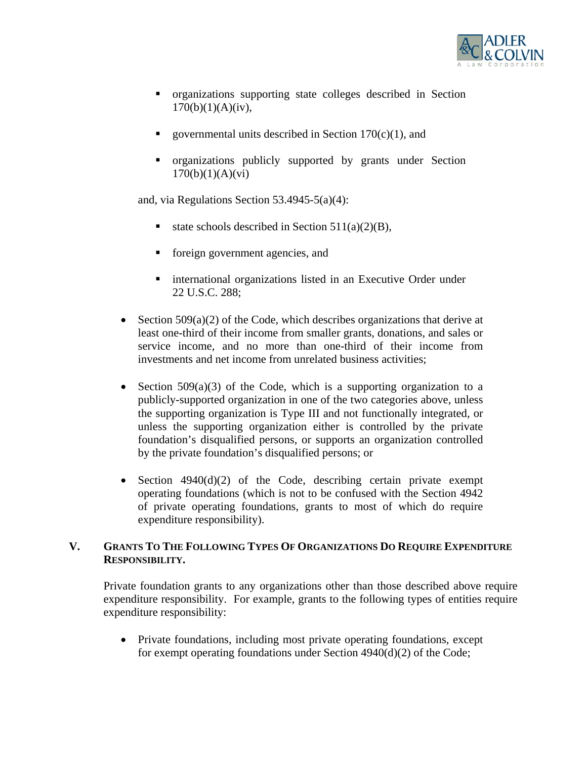- organizations supporting state colleges described in Section 170(b)(1)(A)(iv),

    - governmental units described in Section 170(c)(1), and

    - organizations publicly supported by grants under Section 170(b)(1)(A)(vi)

  and, via Regulations Section 53.4945-5(a)(4):

    - state schools described in Section 511(a)(2)(B),

    - foreign government agencies, and

    - international organizations listed in an Executive Order under 22 U.S.C. 288;

- Section 509(a)(2) of the Code, which describes organizations that derive at least one-third of their income from smaller grants, donations, and sales or service income, and no more than one-third of their income from investments and net income from unrelated business activities;

- Section 509(a)(3) of the Code, which is a supporting organization to a publicly-supported organization in one of the two categories above, unless the supporting organization is Type III and not functionally integrated, or unless the supporting organization either is controlled by the private foundation's disqualified persons, or supports an organization controlled by the private foundation's disqualified persons; or

- Section 4940(d)(2) of the Code, describing certain private exempt operating foundations (which is not to be confused with the Section 4942 of private operating foundations, grants to most of which do require expenditure responsibility).

## V. GRANTS TO THE FOLLOWING TYPES OF ORGANIZATIONS DO REQUIRE EXPENDITURE RESPONSIBILITY.

Private foundation grants to any organizations other than those described above require expenditure responsibility. For example, grants to the following types of entities require expenditure responsibility:

- Private foundations, including most private operating foundations, except for exempt operating foundations under Section 4940(d)(2) of the Code;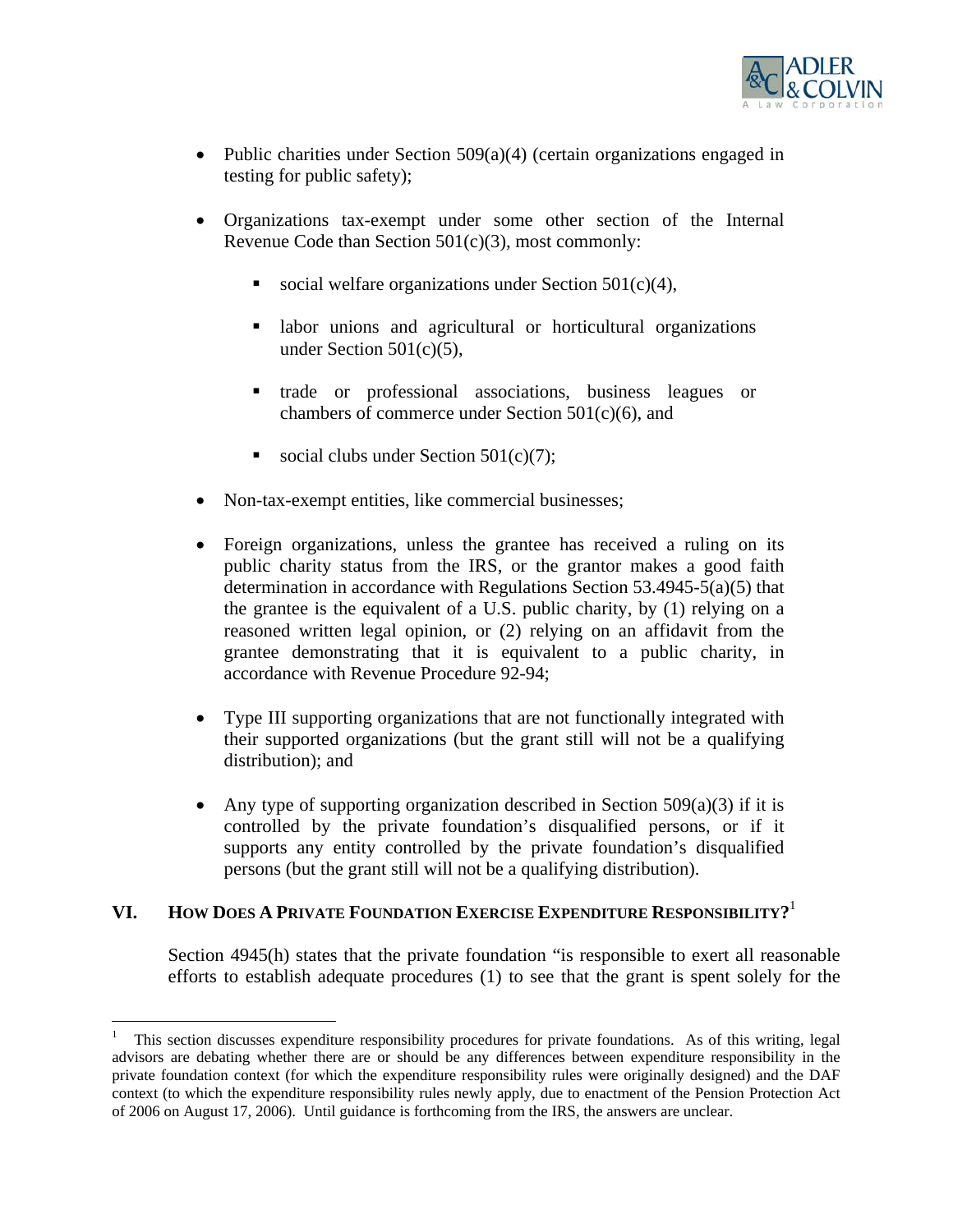- Public charities under Section 509(a)(4) (certain organizations engaged in testing for public safety);

- Organizations tax-exempt under some other section of the Internal Revenue Code than Section 501(c)(3), most commonly:

  - social welfare organizations under Section 501(c)(4),

  - labor unions and agricultural or horticultural organizations under Section 501(c)(5),

  - trade or professional associations, business leagues or chambers of commerce under Section 501(c)(6), and

  - social clubs under Section 501(c)(7);

- Non-tax-exempt entities, like commercial businesses;

- Foreign organizations, unless the grantee has received a ruling on its public charity status from the IRS, or the grantor makes a good faith determination in accordance with Regulations Section 53.4945-5(a)(5) that the grantee is the equivalent of a U.S. public charity, by (1) relying on a reasoned written legal opinion, or (2) relying on an affidavit from the grantee demonstrating that it is equivalent to a public charity, in accordance with Revenue Procedure 92-94;

- Type III supporting organizations that are not functionally integrated with their supported organizations (but the grant still will not be a qualifying distribution); and

- Any type of supporting organization described in Section 509(a)(3) if it is controlled by the private foundation's disqualified persons, or if it supports any entity controlled by the private foundation's disqualified persons (but the grant still will not be a qualifying distribution).

## VI. How Does A Private Foundation Exercise Expenditure Responsibility?[1]

Section 4945(h) states that the private foundation "is responsible to exert all reasonable efforts to establish adequate procedures (1) to see that the grant is spent solely for the

[1] This section discusses expenditure responsibility procedures for private foundations. As of this writing, legal advisors are debating whether there are or should be any differences between expenditure responsibility in the private foundation context (for which the expenditure responsibility rules were originally designed) and the DAF context (to which the expenditure responsibility rules newly apply, due to enactment of the Pension Protection Act of 2006 on August 17, 2006). Until guidance is forthcoming from the IRS, the answers are unclear.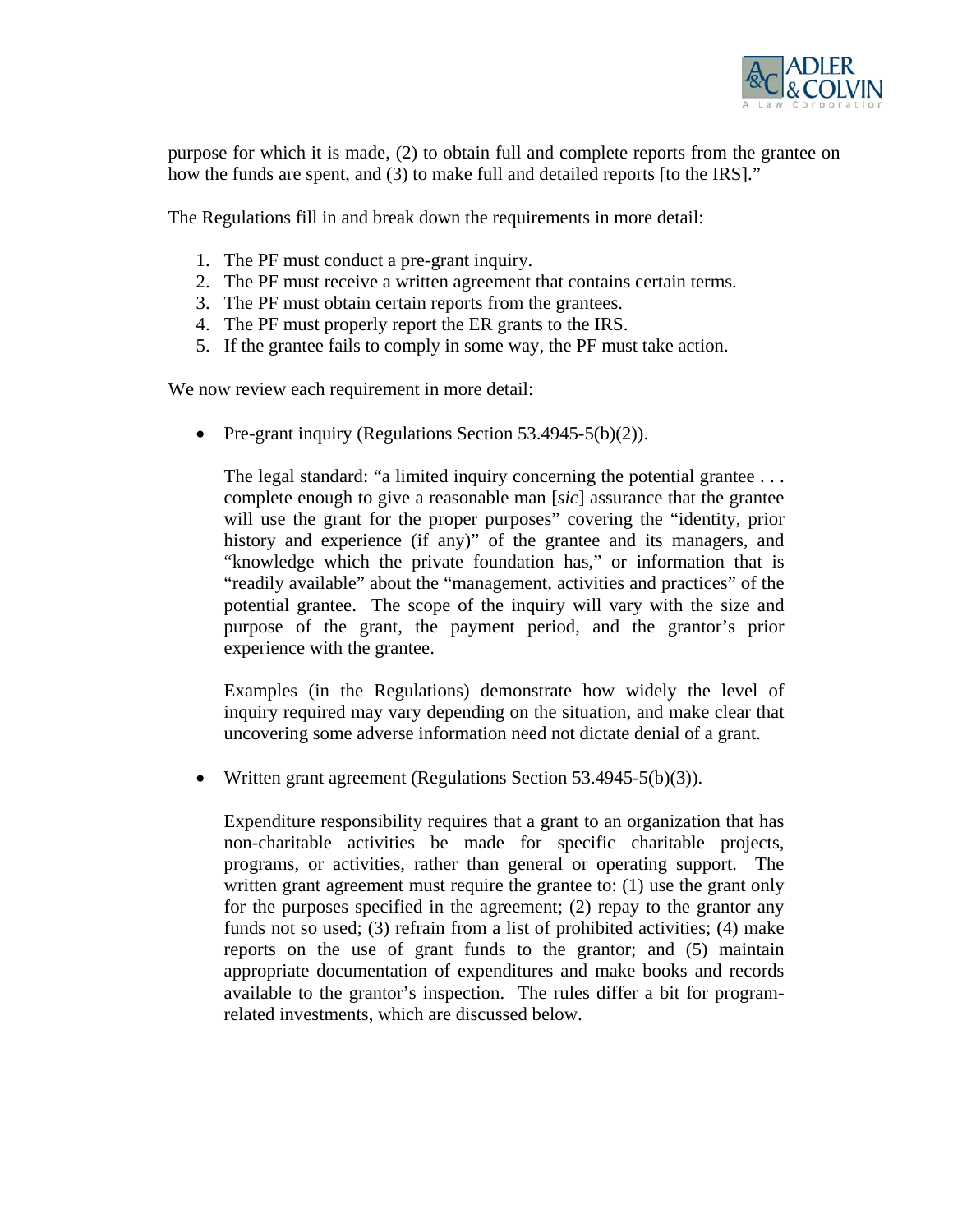purpose for which it is made, (2) to obtain full and complete reports from the grantee on how the funds are spent, and (3) to make full and detailed reports [to the IRS]."

The Regulations fill in and break down the requirements in more detail:

1. The PF must conduct a pre-grant inquiry.
2. The PF must receive a written agreement that contains certain terms.
3. The PF must obtain certain reports from the grantees.
4. The PF must properly report the ER grants to the IRS.
5. If the grantee fails to comply in some way, the PF must take action.

We now review each requirement in more detail:

- Pre-grant inquiry (Regulations Section 53.4945-5(b)(2)).

  The legal standard: "a limited inquiry concerning the potential grantee . . . complete enough to give a reasonable man [*sic*] assurance that the grantee will use the grant for the proper purposes" covering the "identity, prior history and experience (if any)" of the grantee and its managers, and "knowledge which the private foundation has," or information that is "readily available" about the "management, activities and practices" of the potential grantee. The scope of the inquiry will vary with the size and purpose of the grant, the payment period, and the grantor's prior experience with the grantee.

  Examples (in the Regulations) demonstrate how widely the level of inquiry required may vary depending on the situation, and make clear that uncovering some adverse information need not dictate denial of a grant.

- Written grant agreement (Regulations Section 53.4945-5(b)(3)).

  Expenditure responsibility requires that a grant to an organization that has non-charitable activities be made for specific charitable projects, programs, or activities, rather than general or operating support. The written grant agreement must require the grantee to: (1) use the grant only for the purposes specified in the agreement; (2) repay to the grantor any funds not so used; (3) refrain from a list of prohibited activities; (4) make reports on the use of grant funds to the grantor; and (5) maintain appropriate documentation of expenditures and make books and records available to the grantor's inspection. The rules differ a bit for program-related investments, which are discussed below.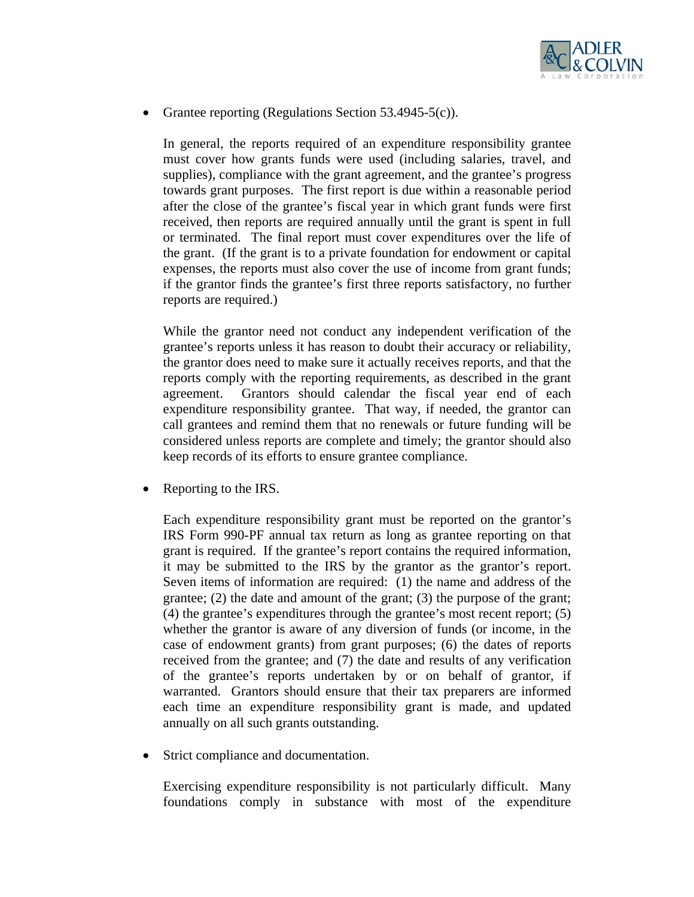- Grantee reporting (Regulations Section 53.4945-5(c)).

  In general, the reports required of an expenditure responsibility grantee must cover how grants funds were used (including salaries, travel, and supplies), compliance with the grant agreement, and the grantee's progress towards grant purposes. The first report is due within a reasonable period after the close of the grantee's fiscal year in which grant funds were first received, then reports are required annually until the grant is spent in full or terminated. The final report must cover expenditures over the life of the grant. (If the grant is to a private foundation for endowment or capital expenses, the reports must also cover the use of income from grant funds; if the grantor finds the grantee's first three reports satisfactory, no further reports are required.)

  While the grantor need not conduct any independent verification of the grantee's reports unless it has reason to doubt their accuracy or reliability, the grantor does need to make sure it actually receives reports, and that the reports comply with the reporting requirements, as described in the grant agreement. Grantors should calendar the fiscal year end of each expenditure responsibility grantee. That way, if needed, the grantor can call grantees and remind them that no renewals or future funding will be considered unless reports are complete and timely; the grantor should also keep records of its efforts to ensure grantee compliance.

- Reporting to the IRS.

  Each expenditure responsibility grant must be reported on the grantor's IRS Form 990-PF annual tax return as long as grantee reporting on that grant is required. If the grantee's report contains the required information, it may be submitted to the IRS by the grantor as the grantor's report. Seven items of information are required: (1) the name and address of the grantee; (2) the date and amount of the grant; (3) the purpose of the grant; (4) the grantee's expenditures through the grantee's most recent report; (5) whether the grantor is aware of any diversion of funds (or income, in the case of endowment grants) from grant purposes; (6) the dates of reports received from the grantee; and (7) the date and results of any verification of the grantee's reports undertaken by or on behalf of grantor, if warranted. Grantors should ensure that their tax preparers are informed each time an expenditure responsibility grant is made, and updated annually on all such grants outstanding.

- Strict compliance and documentation.

  Exercising expenditure responsibility is not particularly difficult. Many foundations comply in substance with most of the expenditure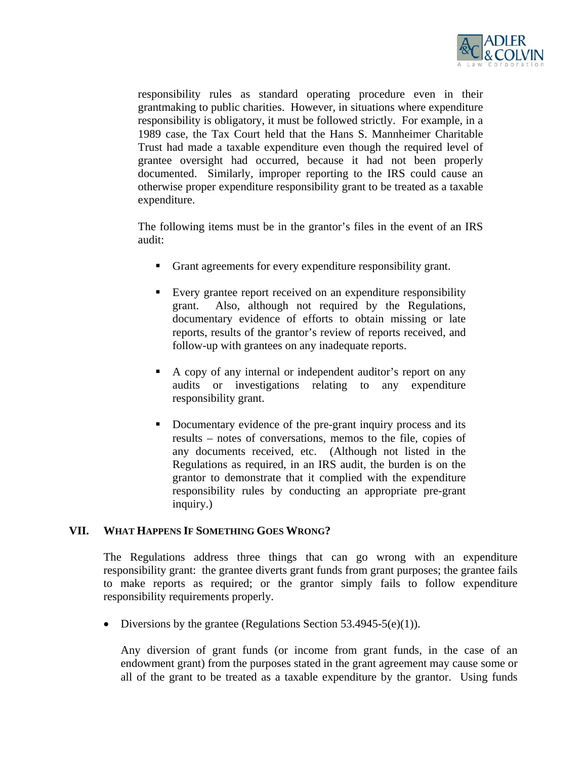responsibility rules as standard operating procedure even in their grantmaking to public charities. However, in situations where expenditure responsibility is obligatory, it must be followed strictly. For example, in a 1989 case, the Tax Court held that the Hans S. Mannheimer Charitable Trust had made a taxable expenditure even though the required level of grantee oversight had occurred, because it had not been properly documented. Similarly, improper reporting to the IRS could cause an otherwise proper expenditure responsibility grant to be treated as a taxable expenditure.

The following items must be in the grantor's files in the event of an IRS audit:

- Grant agreements for every expenditure responsibility grant.
- Every grantee report received on an expenditure responsibility grant. Also, although not required by the Regulations, documentary evidence of efforts to obtain missing or late reports, results of the grantor's review of reports received, and follow-up with grantees on any inadequate reports.
- A copy of any internal or independent auditor's report on any audits or investigations relating to any expenditure responsibility grant.
- Documentary evidence of the pre-grant inquiry process and its results – notes of conversations, memos to the file, copies of any documents received, etc. (Although not listed in the Regulations as required, in an IRS audit, the burden is on the grantor to demonstrate that it complied with the expenditure responsibility rules by conducting an appropriate pre-grant inquiry.)

## VII. What Happens If Something Goes Wrong?

The Regulations address three things that can go wrong with an expenditure responsibility grant: the grantee diverts grant funds from grant purposes; the grantee fails to make reports as required; or the grantor simply fails to follow expenditure responsibility requirements properly.

- Diversions by the grantee (Regulations Section 53.4945-5(e)(1)).

  Any diversion of grant funds (or income from grant funds, in the case of an endowment grant) from the purposes stated in the grant agreement may cause some or all of the grant to be treated as a taxable expenditure by the grantor. Using funds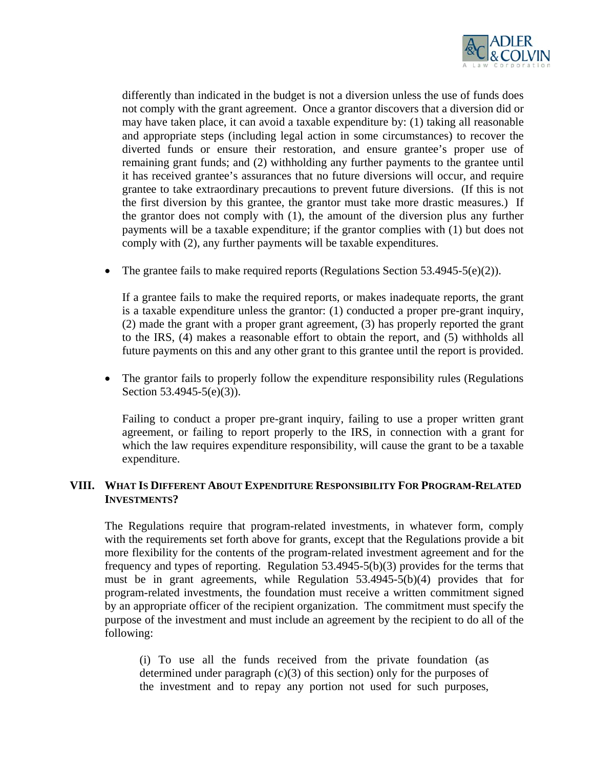differently than indicated in the budget is not a diversion unless the use of funds does not comply with the grant agreement. Once a grantor discovers that a diversion did or may have taken place, it can avoid a taxable expenditure by: (1) taking all reasonable and appropriate steps (including legal action in some circumstances) to recover the diverted funds or ensure their restoration, and ensure grantee's proper use of remaining grant funds; and (2) withholding any further payments to the grantee until it has received grantee's assurances that no future diversions will occur, and require grantee to take extraordinary precautions to prevent future diversions. (If this is not the first diversion by this grantee, the grantor must take more drastic measures.) If the grantor does not comply with (1), the amount of the diversion plus any further payments will be a taxable expenditure; if the grantor complies with (1) but does not comply with (2), any further payments will be taxable expenditures.

- The grantee fails to make required reports (Regulations Section 53.4945-5(e)(2)).

  If a grantee fails to make the required reports, or makes inadequate reports, the grant is a taxable expenditure unless the grantor: (1) conducted a proper pre-grant inquiry, (2) made the grant with a proper grant agreement, (3) has properly reported the grant to the IRS, (4) makes a reasonable effort to obtain the report, and (5) withholds all future payments on this and any other grant to this grantee until the report is provided.

- The grantor fails to properly follow the expenditure responsibility rules (Regulations Section 53.4945-5(e)(3)).

  Failing to conduct a proper pre-grant inquiry, failing to use a proper written grant agreement, or failing to report properly to the IRS, in connection with a grant for which the law requires expenditure responsibility, will cause the grant to be a taxable expenditure.

## VIII. What Is Different About Expenditure Responsibility For Program-Related Investments?

The Regulations require that program-related investments, in whatever form, comply with the requirements set forth above for grants, except that the Regulations provide a bit more flexibility for the contents of the program-related investment agreement and for the frequency and types of reporting. Regulation 53.4945-5(b)(3) provides for the terms that must be in grant agreements, while Regulation 53.4945-5(b)(4) provides that for program-related investments, the foundation must receive a written commitment signed by an appropriate officer of the recipient organization. The commitment must specify the purpose of the investment and must include an agreement by the recipient to do all of the following:

> (i) To use all the funds received from the private foundation (as determined under paragraph (c)(3) of this section) only for the purposes of the investment and to repay any portion not used for such purposes,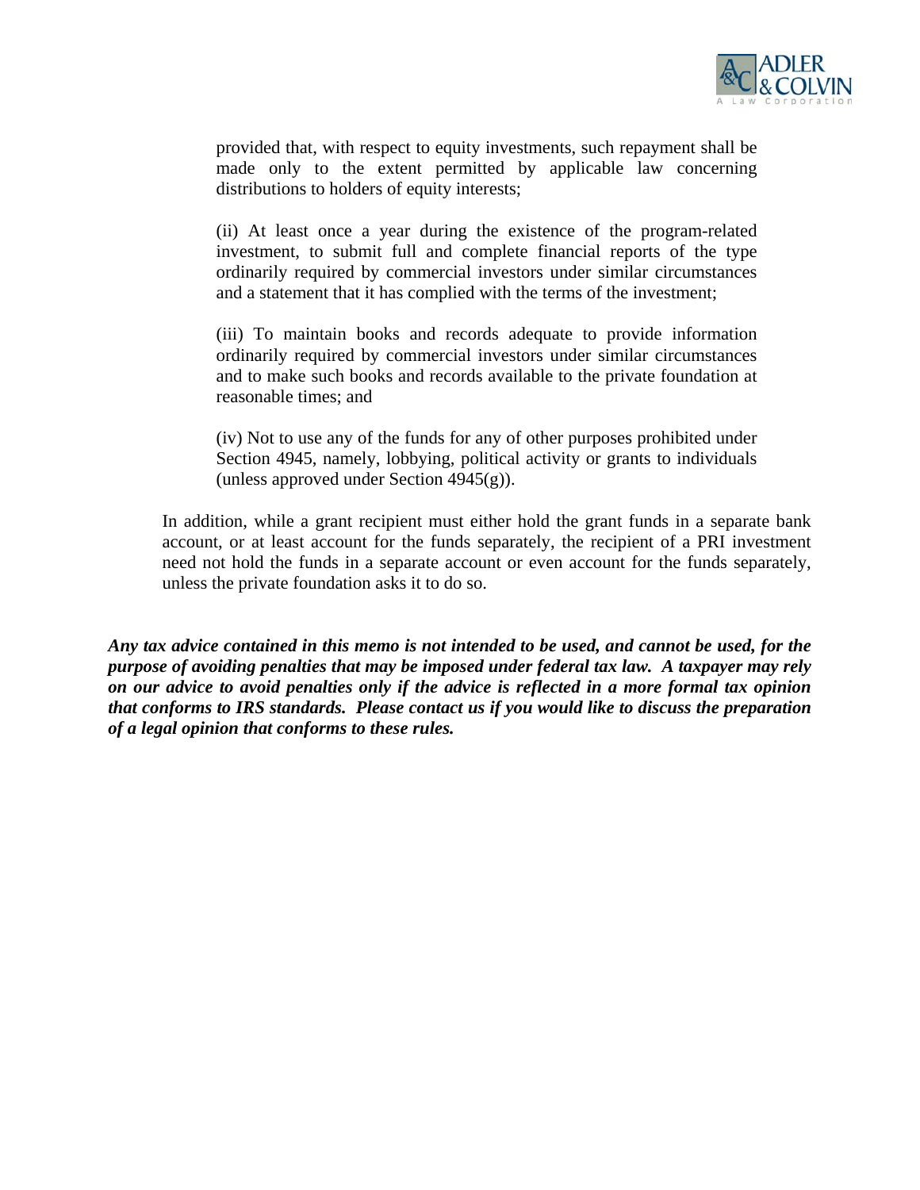provided that, with respect to equity investments, such repayment shall be made only to the extent permitted by applicable law concerning distributions to holders of equity interests;

(ii) At least once a year during the existence of the program-related investment, to submit full and complete financial reports of the type ordinarily required by commercial investors under similar circumstances and a statement that it has complied with the terms of the investment;

(iii) To maintain books and records adequate to provide information ordinarily required by commercial investors under similar circumstances and to make such books and records available to the private foundation at reasonable times; and

(iv) Not to use any of the funds for any of other purposes prohibited under Section 4945, namely, lobbying, political activity or grants to individuals (unless approved under Section 4945(g)).

In addition, while a grant recipient must either hold the grant funds in a separate bank account, or at least account for the funds separately, the recipient of a PRI investment need not hold the funds in a separate account or even account for the funds separately, unless the private foundation asks it to do so.

***Any tax advice contained in this memo is not intended to be used, and cannot be used, for the purpose of avoiding penalties that may be imposed under federal tax law. A taxpayer may rely on our advice to avoid penalties only if the advice is reflected in a more formal tax opinion that conforms to IRS standards. Please contact us if you would like to discuss the preparation of a legal opinion that conforms to these rules.***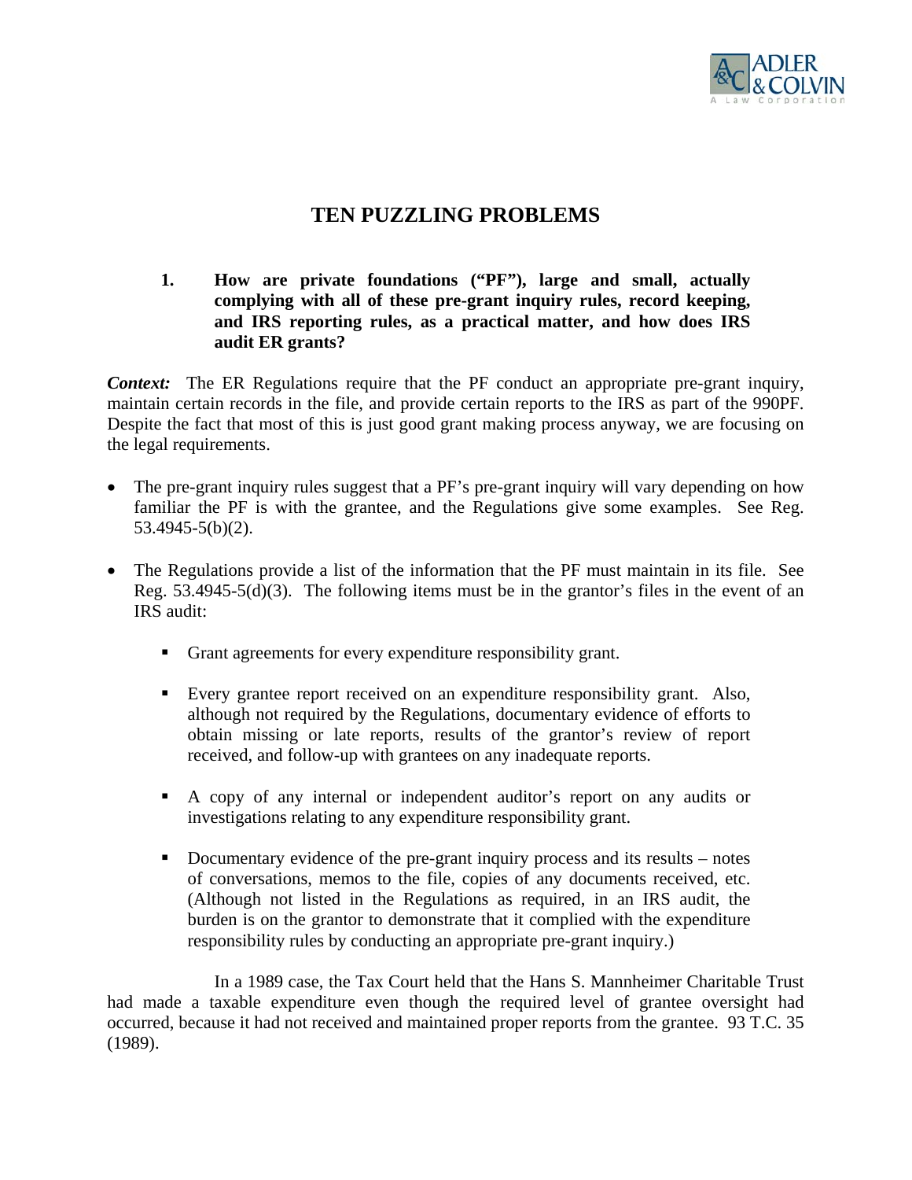# TEN PUZZLING PROBLEMS

1. **How are private foundations ("PF"), large and small, actually complying with all of these pre-grant inquiry rules, record keeping, and IRS reporting rules, as a practical matter, and how does IRS audit ER grants?**

***Context:*** The ER Regulations require that the PF conduct an appropriate pre-grant inquiry, maintain certain records in the file, and provide certain reports to the IRS as part of the 990PF. Despite the fact that most of this is just good grant making process anyway, we are focusing on the legal requirements.

- The pre-grant inquiry rules suggest that a PF's pre-grant inquiry will vary depending on how familiar the PF is with the grantee, and the Regulations give some examples. See Reg. 53.4945-5(b)(2).

- The Regulations provide a list of the information that the PF must maintain in its file. See Reg. 53.4945-5(d)(3). The following items must be in the grantor's files in the event of an IRS audit:

  - Grant agreements for every expenditure responsibility grant.

  - Every grantee report received on an expenditure responsibility grant. Also, although not required by the Regulations, documentary evidence of efforts to obtain missing or late reports, results of the grantor's review of report received, and follow-up with grantees on any inadequate reports.

  - A copy of any internal or independent auditor's report on any audits or investigations relating to any expenditure responsibility grant.

  - Documentary evidence of the pre-grant inquiry process and its results – notes of conversations, memos to the file, copies of any documents received, etc. (Although not listed in the Regulations as required, in an IRS audit, the burden is on the grantor to demonstrate that it complied with the expenditure responsibility rules by conducting an appropriate pre-grant inquiry.)

In a 1989 case, the Tax Court held that the Hans S. Mannheimer Charitable Trust had made a taxable expenditure even though the required level of grantee oversight had occurred, because it had not received and maintained proper reports from the grantee. 93 T.C. 35 (1989).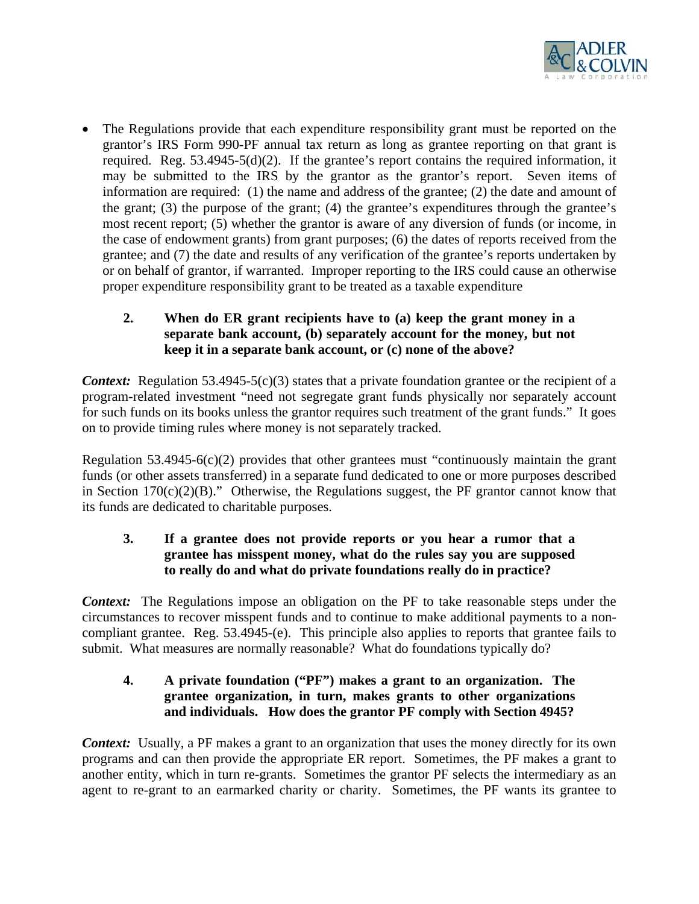- The Regulations provide that each expenditure responsibility grant must be reported on the grantor's IRS Form 990-PF annual tax return as long as grantee reporting on that grant is required. Reg. 53.4945-5(d)(2). If the grantee's report contains the required information, it may be submitted to the IRS by the grantor as the grantor's report. Seven items of information are required: (1) the name and address of the grantee; (2) the date and amount of the grant; (3) the purpose of the grant; (4) the grantee's expenditures through the grantee's most recent report; (5) whether the grantor is aware of any diversion of funds (or income, in the case of endowment grants) from grant purposes; (6) the dates of reports received from the grantee; and (7) the date and results of any verification of the grantee's reports undertaken by or on behalf of grantor, if warranted. Improper reporting to the IRS could cause an otherwise proper expenditure responsibility grant to be treated as a taxable expenditure

**2. When do ER grant recipients have to (a) keep the grant money in a separate bank account, (b) separately account for the money, but not keep it in a separate bank account, or (c) none of the above?**

***Context:*** Regulation 53.4945-5(c)(3) states that a private foundation grantee or the recipient of a program-related investment "need not segregate grant funds physically nor separately account for such funds on its books unless the grantor requires such treatment of the grant funds." It goes on to provide timing rules where money is not separately tracked.

Regulation 53.4945-6(c)(2) provides that other grantees must "continuously maintain the grant funds (or other assets transferred) in a separate fund dedicated to one or more purposes described in Section 170(c)(2)(B)." Otherwise, the Regulations suggest, the PF grantor cannot know that its funds are dedicated to charitable purposes.

**3. If a grantee does not provide reports or you hear a rumor that a grantee has misspent money, what do the rules say you are supposed to really do and what do private foundations really do in practice?**

***Context:*** The Regulations impose an obligation on the PF to take reasonable steps under the circumstances to recover misspent funds and to continue to make additional payments to a non-compliant grantee. Reg. 53.4945-(e). This principle also applies to reports that grantee fails to submit. What measures are normally reasonable? What do foundations typically do?

**4. A private foundation ("PF") makes a grant to an organization. The grantee organization, in turn, makes grants to other organizations and individuals. How does the grantor PF comply with Section 4945?**

***Context:*** Usually, a PF makes a grant to an organization that uses the money directly for its own programs and can then provide the appropriate ER report. Sometimes, the PF makes a grant to another entity, which in turn re-grants. Sometimes the grantor PF selects the intermediary as an agent to re-grant to an earmarked charity or charity. Sometimes, the PF wants its grantee to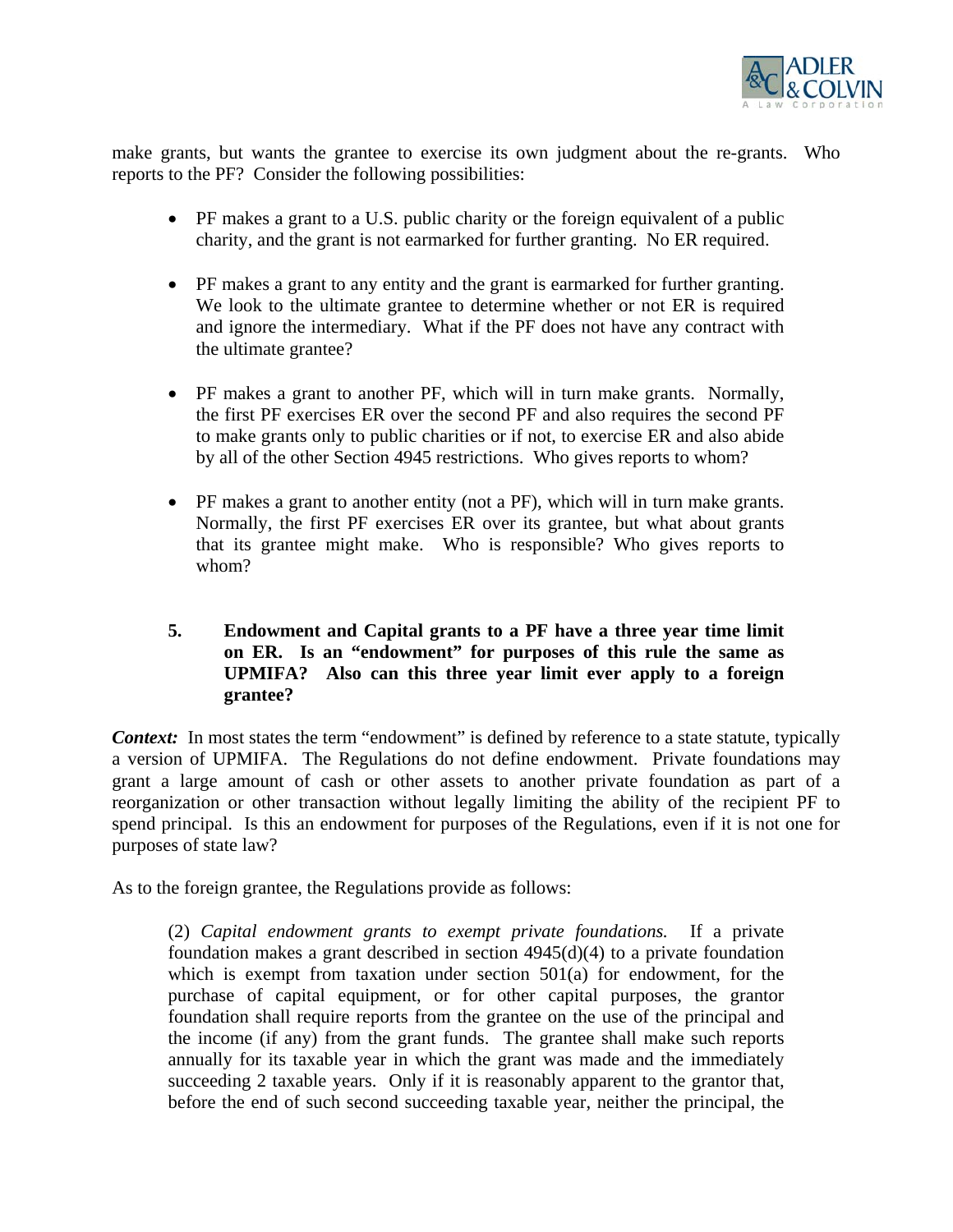make grants, but wants the grantee to exercise its own judgment about the re-grants. Who reports to the PF? Consider the following possibilities:

- PF makes a grant to a U.S. public charity or the foreign equivalent of a public charity, and the grant is not earmarked for further granting. No ER required.

- PF makes a grant to any entity and the grant is earmarked for further granting. We look to the ultimate grantee to determine whether or not ER is required and ignore the intermediary. What if the PF does not have any contract with the ultimate grantee?

- PF makes a grant to another PF, which will in turn make grants. Normally, the first PF exercises ER over the second PF and also requires the second PF to make grants only to public charities or if not, to exercise ER and also abide by all of the other Section 4945 restrictions. Who gives reports to whom?

- PF makes a grant to another entity (not a PF), which will in turn make grants. Normally, the first PF exercises ER over its grantee, but what about grants that its grantee might make. Who is responsible? Who gives reports to whom?

### 5. Endowment and Capital grants to a PF have a three year time limit on ER. Is an "endowment" for purposes of this rule the same as UPMIFA? Also can this three year limit ever apply to a foreign grantee?

***Context:*** In most states the term "endowment" is defined by reference to a state statute, typically a version of UPMIFA. The Regulations do not define endowment. Private foundations may grant a large amount of cash or other assets to another private foundation as part of a reorganization or other transaction without legally limiting the ability of the recipient PF to spend principal. Is this an endowment for purposes of the Regulations, even if it is not one for purposes of state law?

As to the foreign grantee, the Regulations provide as follows:

> (2) *Capital endowment grants to exempt private foundations.* If a private foundation makes a grant described in section 4945(d)(4) to a private foundation which is exempt from taxation under section 501(a) for endowment, for the purchase of capital equipment, or for other capital purposes, the grantor foundation shall require reports from the grantee on the use of the principal and the income (if any) from the grant funds. The grantee shall make such reports annually for its taxable year in which the grant was made and the immediately succeeding 2 taxable years. Only if it is reasonably apparent to the grantor that, before the end of such second succeeding taxable year, neither the principal, the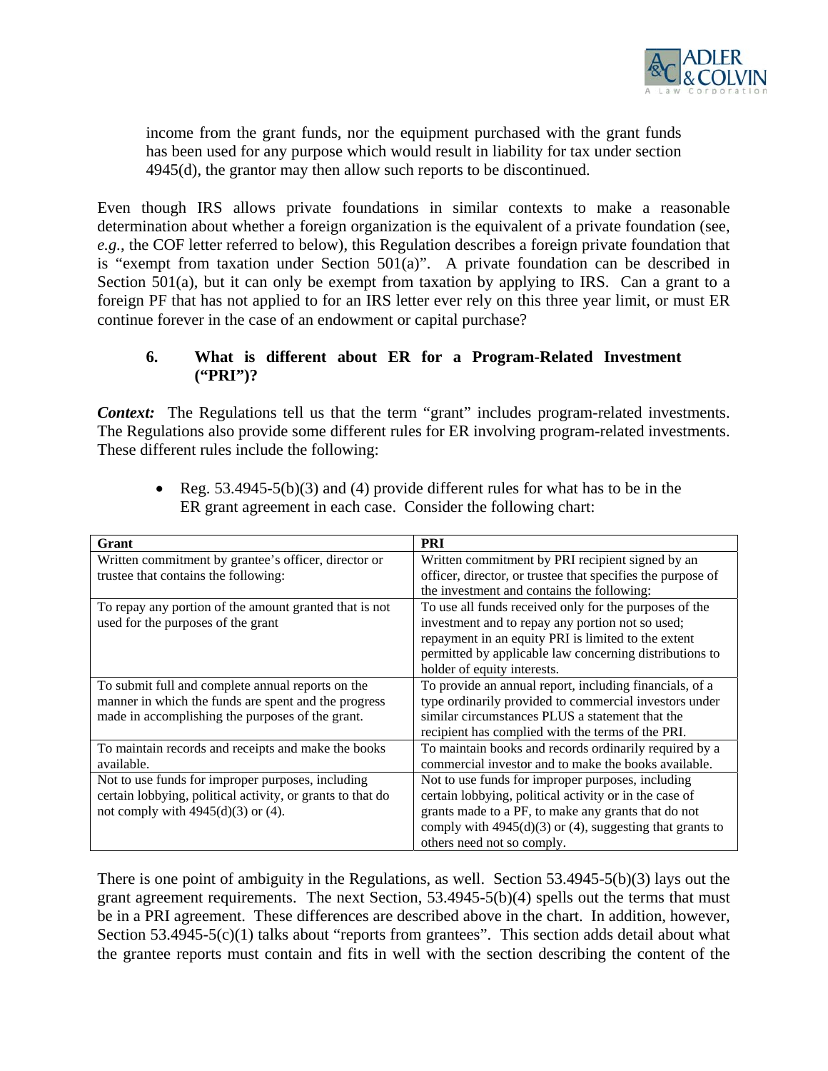income from the grant funds, nor the equipment purchased with the grant funds has been used for any purpose which would result in liability for tax under section 4945(d), the grantor may then allow such reports to be discontinued.

Even though IRS allows private foundations in similar contexts to make a reasonable determination about whether a foreign organization is the equivalent of a private foundation (see, *e.g.*, the COF letter referred to below), this Regulation describes a foreign private foundation that is "exempt from taxation under Section 501(a)". A private foundation can be described in Section 501(a), but it can only be exempt from taxation by applying to IRS. Can a grant to a foreign PF that has not applied to for an IRS letter ever rely on this three year limit, or must ER continue forever in the case of an endowment or capital purchase?

### 6. What is different about ER for a Program-Related Investment ("PRI")?

***Context:*** The Regulations tell us that the term "grant" includes program-related investments. The Regulations also provide some different rules for ER involving program-related investments. These different rules include the following:

- Reg. 53.4945-5(b)(3) and (4) provide different rules for what has to be in the ER grant agreement in each case. Consider the following chart:

| Grant | PRI |
|---|---|
| Written commitment by grantee's officer, director or trustee that contains the following: | Written commitment by PRI recipient signed by an officer, director, or trustee that specifies the purpose of the investment and contains the following: |
| To repay any portion of the amount granted that is not used for the purposes of the grant | To use all funds received only for the purposes of the investment and to repay any portion not so used; repayment in an equity PRI is limited to the extent permitted by applicable law concerning distributions to holder of equity interests. |
| To submit full and complete annual reports on the manner in which the funds are spent and the progress made in accomplishing the purposes of the grant. | To provide an annual report, including financials, of a type ordinarily provided to commercial investors under similar circumstances PLUS a statement that the recipient has complied with the terms of the PRI. |
| To maintain records and receipts and make the books available. | To maintain books and records ordinarily required by a commercial investor and to make the books available. |
| Not to use funds for improper purposes, including certain lobbying, political activity, or grants to that do not comply with 4945(d)(3) or (4). | Not to use funds for improper purposes, including certain lobbying, political activity or in the case of grants made to a PF, to make any grants that do not comply with 4945(d)(3) or (4), suggesting that grants to others need not so comply. |

There is one point of ambiguity in the Regulations, as well. Section 53.4945-5(b)(3) lays out the grant agreement requirements. The next Section, 53.4945-5(b)(4) spells out the terms that must be in a PRI agreement. These differences are described above in the chart. In addition, however, Section 53.4945-5(c)(1) talks about "reports from grantees". This section adds detail about what the grantee reports must contain and fits in well with the section describing the content of the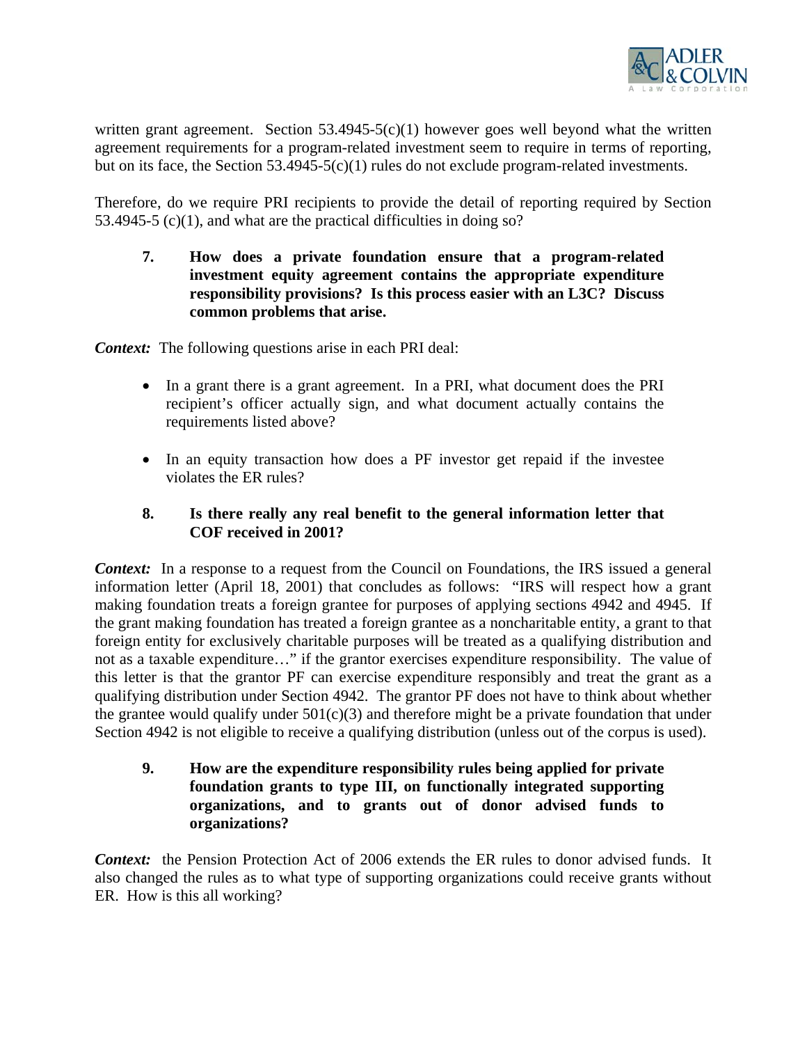written grant agreement. Section 53.4945-5(c)(1) however goes well beyond what the written agreement requirements for a program-related investment seem to require in terms of reporting, but on its face, the Section 53.4945-5(c)(1) rules do not exclude program-related investments.

Therefore, do we require PRI recipients to provide the detail of reporting required by Section 53.4945-5 (c)(1), and what are the practical difficulties in doing so?

**7. How does a private foundation ensure that a program-related investment equity agreement contains the appropriate expenditure responsibility provisions? Is this process easier with an L3C? Discuss common problems that arise.**

***Context:*** The following questions arise in each PRI deal:

- In a grant there is a grant agreement. In a PRI, what document does the PRI recipient's officer actually sign, and what document actually contains the requirements listed above?
- In an equity transaction how does a PF investor get repaid if the investee violates the ER rules?

**8. Is there really any real benefit to the general information letter that COF received in 2001?**

***Context:*** In a response to a request from the Council on Foundations, the IRS issued a general information letter (April 18, 2001) that concludes as follows: "IRS will respect how a grant making foundation treats a foreign grantee for purposes of applying sections 4942 and 4945. If the grant making foundation has treated a foreign grantee as a noncharitable entity, a grant to that foreign entity for exclusively charitable purposes will be treated as a qualifying distribution and not as a taxable expenditure…" if the grantor exercises expenditure responsibility. The value of this letter is that the grantor PF can exercise expenditure responsibly and treat the grant as a qualifying distribution under Section 4942. The grantor PF does not have to think about whether the grantee would qualify under 501(c)(3) and therefore might be a private foundation that under Section 4942 is not eligible to receive a qualifying distribution (unless out of the corpus is used).

**9. How are the expenditure responsibility rules being applied for private foundation grants to type III, on functionally integrated supporting organizations, and to grants out of donor advised funds to organizations?**

***Context:*** the Pension Protection Act of 2006 extends the ER rules to donor advised funds. It also changed the rules as to what type of supporting organizations could receive grants without ER. How is this all working?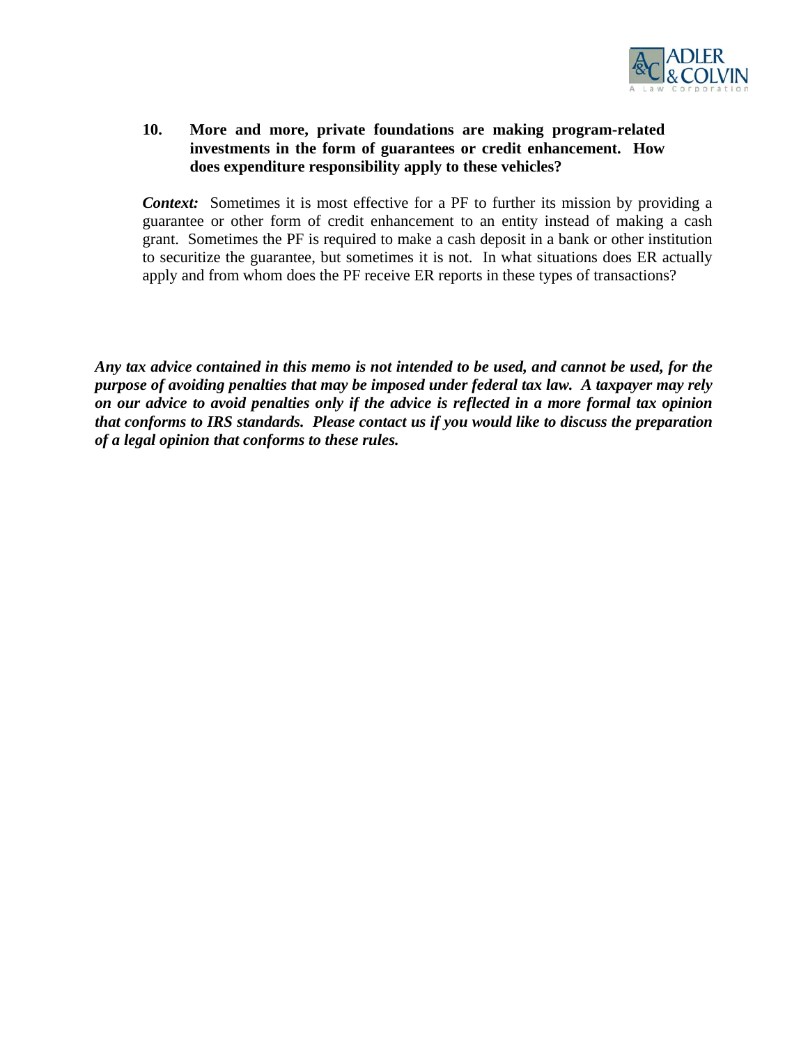**10. More and more, private foundations are making program-related investments in the form of guarantees or credit enhancement. How does expenditure responsibility apply to these vehicles?**

***Context:*** Sometimes it is most effective for a PF to further its mission by providing a guarantee or other form of credit enhancement to an entity instead of making a cash grant. Sometimes the PF is required to make a cash deposit in a bank or other institution to securitize the guarantee, but sometimes it is not. In what situations does ER actually apply and from whom does the PF receive ER reports in these types of transactions?

***Any tax advice contained in this memo is not intended to be used, and cannot be used, for the purpose of avoiding penalties that may be imposed under federal tax law. A taxpayer may rely on our advice to avoid penalties only if the advice is reflected in a more formal tax opinion that conforms to IRS standards. Please contact us if you would like to discuss the preparation of a legal opinion that conforms to these rules.***